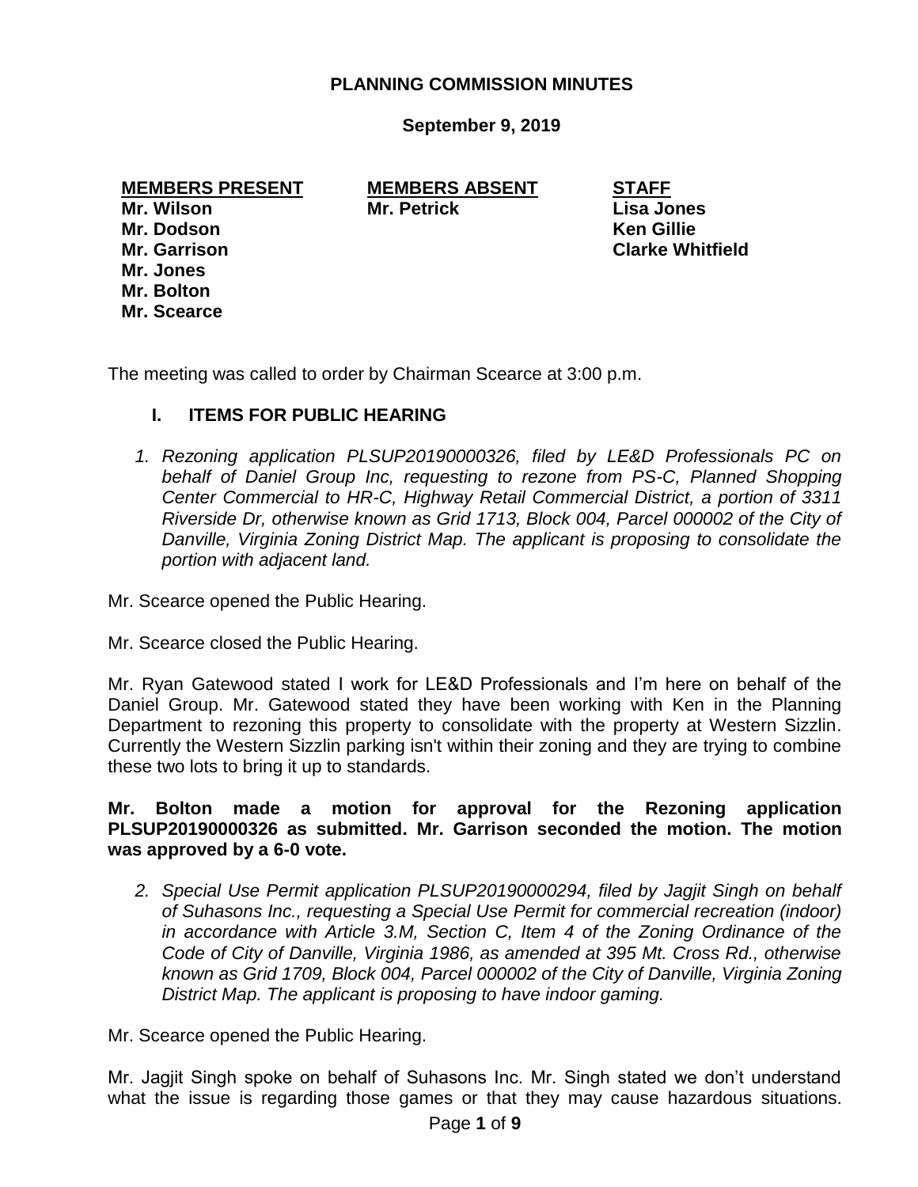# PLANNING COMMISSION MINUTES

**September 9, 2019**

| **MEMBERS PRESENT** | **MEMBERS ABSENT** | **STAFF** |
|---|---|---|
| **Mr. Wilson** | **Mr. Petrick** | **Lisa Jones** |
| **Mr. Dodson** | | **Ken Gillie** |
| **Mr. Garrison** | | **Clarke Whitfield** |
| **Mr. Jones** | | |
| **Mr. Bolton** | | |
| **Mr. Scearce** | | |

The meeting was called to order by Chairman Scearce at 3:00 p.m.

## I. ITEMS FOR PUBLIC HEARING

1. *Rezoning application PLSUP20190000326, filed by LE&D Professionals PC on behalf of Daniel Group Inc, requesting to rezone from PS-C, Planned Shopping Center Commercial to HR-C, Highway Retail Commercial District, a portion of 3311 Riverside Dr, otherwise known as Grid 1713, Block 004, Parcel 000002 of the City of Danville, Virginia Zoning District Map. The applicant is proposing to consolidate the portion with adjacent land.*

Mr. Scearce opened the Public Hearing.

Mr. Scearce closed the Public Hearing.

Mr. Ryan Gatewood stated I work for LE&D Professionals and I'm here on behalf of the Daniel Group. Mr. Gatewood stated they have been working with Ken in the Planning Department to rezoning this property to consolidate with the property at Western Sizzlin. Currently the Western Sizzlin parking isn't within their zoning and they are trying to combine these two lots to bring it up to standards.

**Mr. Bolton made a motion for approval for the Rezoning application PLSUP20190000326 as submitted. Mr. Garrison seconded the motion. The motion was approved by a 6-0 vote.**

2. *Special Use Permit application PLSUP20190000294, filed by Jagjit Singh on behalf of Suhasons Inc., requesting a Special Use Permit for commercial recreation (indoor) in accordance with Article 3.M, Section C, Item 4 of the Zoning Ordinance of the Code of City of Danville, Virginia 1986, as amended at 395 Mt. Cross Rd., otherwise known as Grid 1709, Block 004, Parcel 000002 of the City of Danville, Virginia Zoning District Map. The applicant is proposing to have indoor gaming.*

Mr. Scearce opened the Public Hearing.

Mr. Jagjit Singh spoke on behalf of Suhasons Inc. Mr. Singh stated we don't understand what the issue is regarding those games or that they may cause hazardous situations.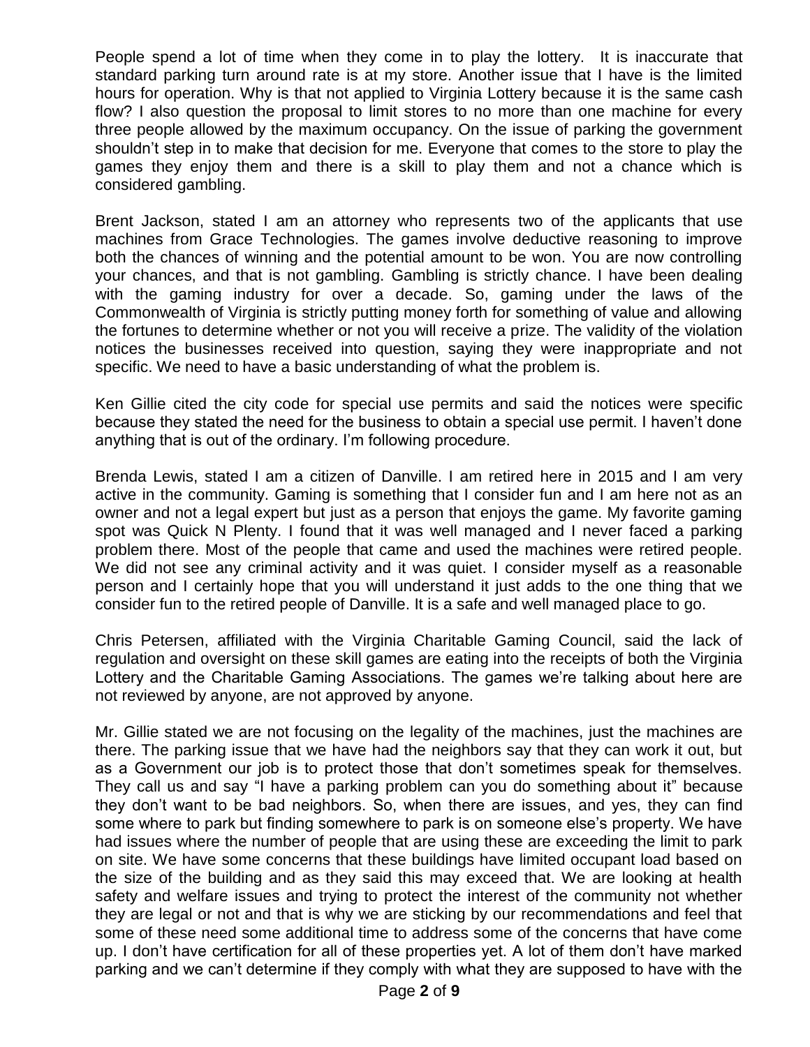People spend a lot of time when they come in to play the lottery. It is inaccurate that standard parking turn around rate is at my store. Another issue that I have is the limited hours for operation. Why is that not applied to Virginia Lottery because it is the same cash flow? I also question the proposal to limit stores to no more than one machine for every three people allowed by the maximum occupancy. On the issue of parking the government shouldn't step in to make that decision for me. Everyone that comes to the store to play the games they enjoy them and there is a skill to play them and not a chance which is considered gambling.

Brent Jackson, stated I am an attorney who represents two of the applicants that use machines from Grace Technologies. The games involve deductive reasoning to improve both the chances of winning and the potential amount to be won. You are now controlling your chances, and that is not gambling. Gambling is strictly chance. I have been dealing with the gaming industry for over a decade. So, gaming under the laws of the Commonwealth of Virginia is strictly putting money forth for something of value and allowing the fortunes to determine whether or not you will receive a prize. The validity of the violation notices the businesses received into question, saying they were inappropriate and not specific. We need to have a basic understanding of what the problem is.

Ken Gillie cited the city code for special use permits and said the notices were specific because they stated the need for the business to obtain a special use permit. I haven't done anything that is out of the ordinary. I'm following procedure.

Brenda Lewis, stated I am a citizen of Danville. I am retired here in 2015 and I am very active in the community. Gaming is something that I consider fun and I am here not as an owner and not a legal expert but just as a person that enjoys the game. My favorite gaming spot was Quick N Plenty. I found that it was well managed and I never faced a parking problem there. Most of the people that came and used the machines were retired people. We did not see any criminal activity and it was quiet. I consider myself as a reasonable person and I certainly hope that you will understand it just adds to the one thing that we consider fun to the retired people of Danville. It is a safe and well managed place to go.

Chris Petersen, affiliated with the Virginia Charitable Gaming Council, said the lack of regulation and oversight on these skill games are eating into the receipts of both the Virginia Lottery and the Charitable Gaming Associations. The games we're talking about here are not reviewed by anyone, are not approved by anyone.

Mr. Gillie stated we are not focusing on the legality of the machines, just the machines are there. The parking issue that we have had the neighbors say that they can work it out, but as a Government our job is to protect those that don't sometimes speak for themselves. They call us and say "I have a parking problem can you do something about it" because they don't want to be bad neighbors. So, when there are issues, and yes, they can find some where to park but finding somewhere to park is on someone else's property. We have had issues where the number of people that are using these are exceeding the limit to park on site. We have some concerns that these buildings have limited occupant load based on the size of the building and as they said this may exceed that. We are looking at health safety and welfare issues and trying to protect the interest of the community not whether they are legal or not and that is why we are sticking by our recommendations and feel that some of these need some additional time to address some of the concerns that have come up. I don't have certification for all of these properties yet. A lot of them don't have marked parking and we can't determine if they comply with what they are supposed to have with the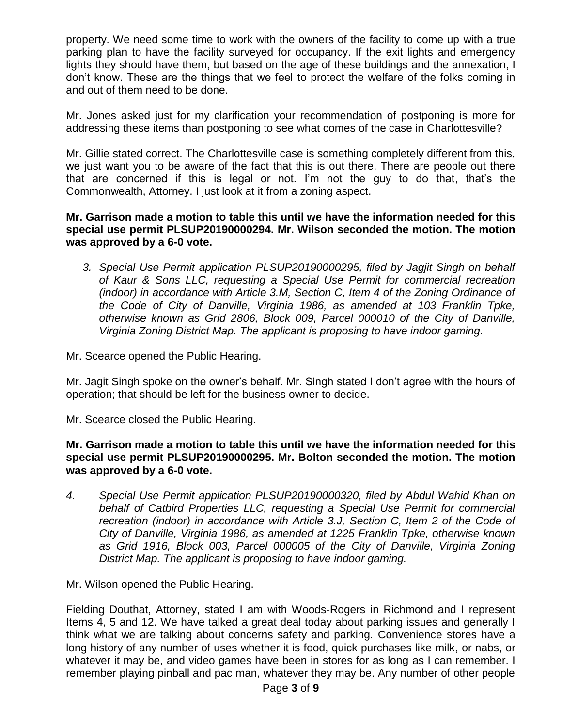property. We need some time to work with the owners of the facility to come up with a true parking plan to have the facility surveyed for occupancy. If the exit lights and emergency lights they should have them, but based on the age of these buildings and the annexation, I don't know. These are the things that we feel to protect the welfare of the folks coming in and out of them need to be done.

Mr. Jones asked just for my clarification your recommendation of postponing is more for addressing these items than postponing to see what comes of the case in Charlottesville?

Mr. Gillie stated correct. The Charlottesville case is something completely different from this, we just want you to be aware of the fact that this is out there. There are people out there that are concerned if this is legal or not. I'm not the guy to do that, that's the Commonwealth, Attorney. I just look at it from a zoning aspect.

**Mr. Garrison made a motion to table this until we have the information needed for this special use permit PLSUP20190000294. Mr. Wilson seconded the motion. The motion was approved by a 6-0 vote.**

3. *Special Use Permit application PLSUP20190000295, filed by Jagjit Singh on behalf of Kaur & Sons LLC, requesting a Special Use Permit for commercial recreation (indoor) in accordance with Article 3.M, Section C, Item 4 of the Zoning Ordinance of the Code of City of Danville, Virginia 1986, as amended at 103 Franklin Tpke, otherwise known as Grid 2806, Block 009, Parcel 000010 of the City of Danville, Virginia Zoning District Map. The applicant is proposing to have indoor gaming.*

Mr. Scearce opened the Public Hearing.

Mr. Jagit Singh spoke on the owner's behalf. Mr. Singh stated I don't agree with the hours of operation; that should be left for the business owner to decide.

Mr. Scearce closed the Public Hearing.

**Mr. Garrison made a motion to table this until we have the information needed for this special use permit PLSUP20190000295. Mr. Bolton seconded the motion. The motion was approved by a 6-0 vote.**

4. *Special Use Permit application PLSUP20190000320, filed by Abdul Wahid Khan on behalf of Catbird Properties LLC, requesting a Special Use Permit for commercial recreation (indoor) in accordance with Article 3.J, Section C, Item 2 of the Code of City of Danville, Virginia 1986, as amended at 1225 Franklin Tpke, otherwise known as Grid 1916, Block 003, Parcel 000005 of the City of Danville, Virginia Zoning District Map. The applicant is proposing to have indoor gaming.*

Mr. Wilson opened the Public Hearing.

Fielding Douthat, Attorney, stated I am with Woods-Rogers in Richmond and I represent Items 4, 5 and 12. We have talked a great deal today about parking issues and generally I think what we are talking about concerns safety and parking. Convenience stores have a long history of any number of uses whether it is food, quick purchases like milk, or nabs, or whatever it may be, and video games have been in stores for as long as I can remember. I remember playing pinball and pac man, whatever they may be. Any number of other people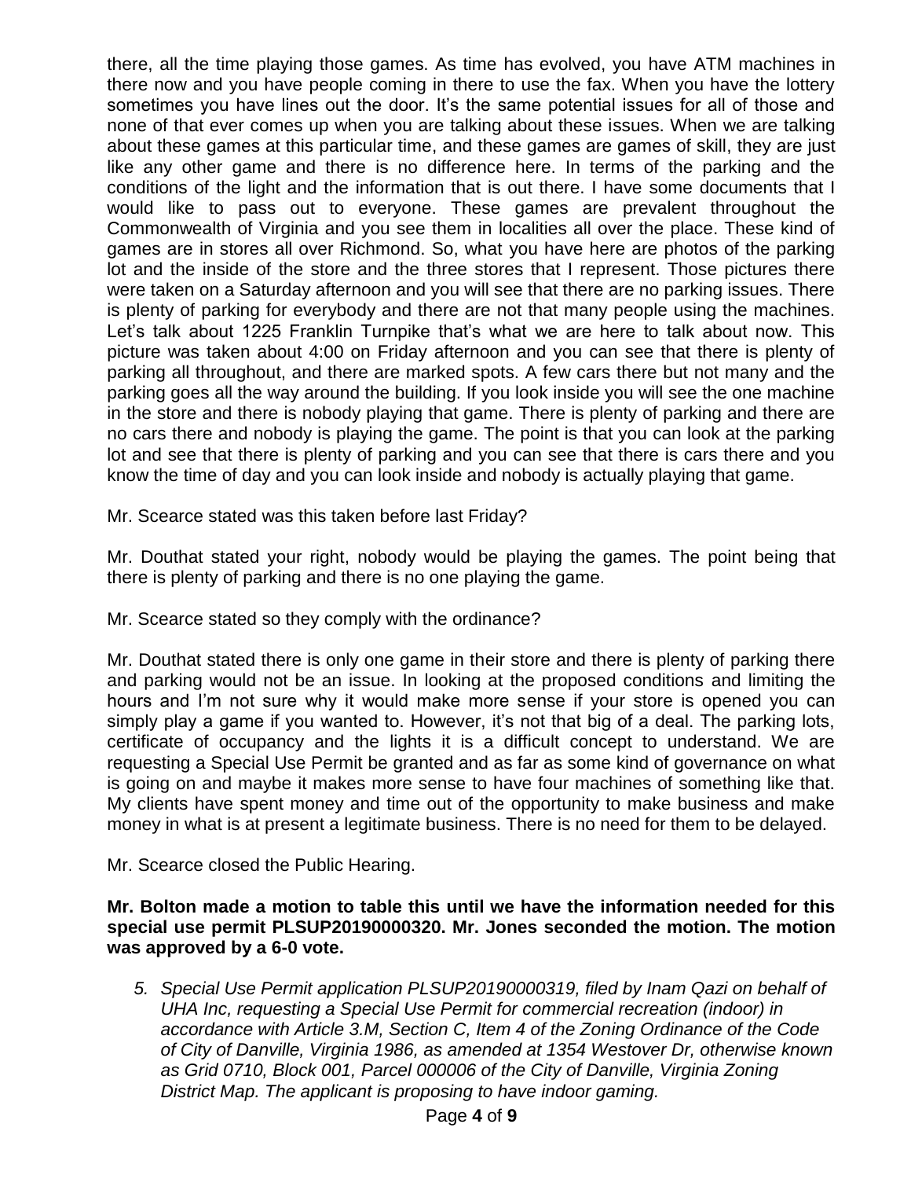there, all the time playing those games. As time has evolved, you have ATM machines in there now and you have people coming in there to use the fax. When you have the lottery sometimes you have lines out the door. It's the same potential issues for all of those and none of that ever comes up when you are talking about these issues. When we are talking about these games at this particular time, and these games are games of skill, they are just like any other game and there is no difference here. In terms of the parking and the conditions of the light and the information that is out there. I have some documents that I would like to pass out to everyone. These games are prevalent throughout the Commonwealth of Virginia and you see them in localities all over the place. These kind of games are in stores all over Richmond. So, what you have here are photos of the parking lot and the inside of the store and the three stores that I represent. Those pictures there were taken on a Saturday afternoon and you will see that there are no parking issues. There is plenty of parking for everybody and there are not that many people using the machines. Let's talk about 1225 Franklin Turnpike that's what we are here to talk about now. This picture was taken about 4:00 on Friday afternoon and you can see that there is plenty of parking all throughout, and there are marked spots. A few cars there but not many and the parking goes all the way around the building. If you look inside you will see the one machine in the store and there is nobody playing that game. There is plenty of parking and there are no cars there and nobody is playing the game. The point is that you can look at the parking lot and see that there is plenty of parking and you can see that there is cars there and you know the time of day and you can look inside and nobody is actually playing that game.

Mr. Scearce stated was this taken before last Friday?

Mr. Douthat stated your right, nobody would be playing the games. The point being that there is plenty of parking and there is no one playing the game.

Mr. Scearce stated so they comply with the ordinance?

Mr. Douthat stated there is only one game in their store and there is plenty of parking there and parking would not be an issue. In looking at the proposed conditions and limiting the hours and I'm not sure why it would make more sense if your store is opened you can simply play a game if you wanted to. However, it's not that big of a deal. The parking lots, certificate of occupancy and the lights it is a difficult concept to understand. We are requesting a Special Use Permit be granted and as far as some kind of governance on what is going on and maybe it makes more sense to have four machines of something like that. My clients have spent money and time out of the opportunity to make business and make money in what is at present a legitimate business. There is no need for them to be delayed.

Mr. Scearce closed the Public Hearing.

**Mr. Bolton made a motion to table this until we have the information needed for this special use permit PLSUP20190000320. Mr. Jones seconded the motion. The motion was approved by a 6-0 vote.**

5. *Special Use Permit application PLSUP20190000319, filed by Inam Qazi on behalf of UHA Inc, requesting a Special Use Permit for commercial recreation (indoor) in accordance with Article 3.M, Section C, Item 4 of the Zoning Ordinance of the Code of City of Danville, Virginia 1986, as amended at 1354 Westover Dr, otherwise known as Grid 0710, Block 001, Parcel 000006 of the City of Danville, Virginia Zoning District Map. The applicant is proposing to have indoor gaming.*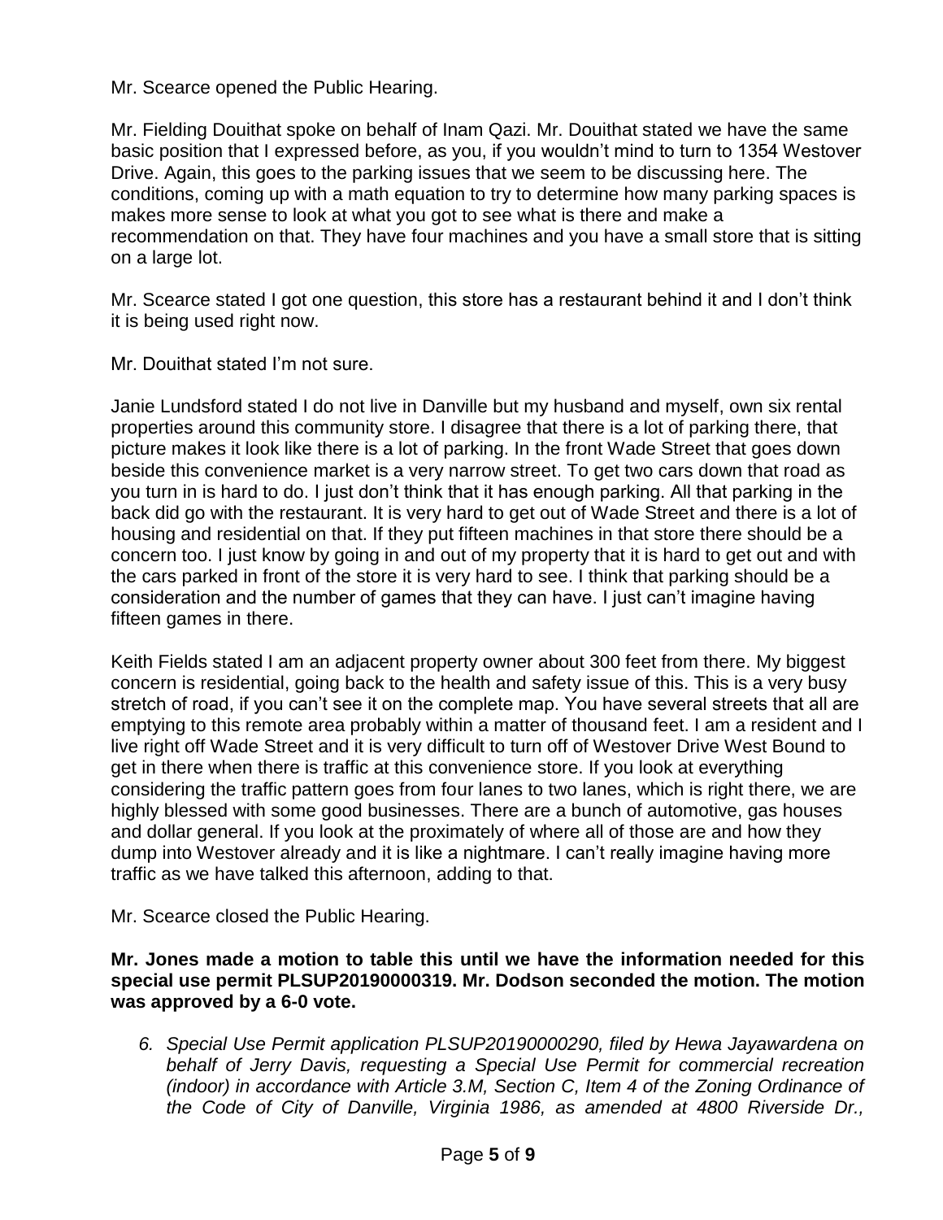Mr. Scearce opened the Public Hearing.

Mr. Fielding Douithat spoke on behalf of Inam Qazi. Mr. Douithat stated we have the same basic position that I expressed before, as you, if you wouldn't mind to turn to 1354 Westover Drive. Again, this goes to the parking issues that we seem to be discussing here. The conditions, coming up with a math equation to try to determine how many parking spaces is makes more sense to look at what you got to see what is there and make a recommendation on that. They have four machines and you have a small store that is sitting on a large lot.

Mr. Scearce stated I got one question, this store has a restaurant behind it and I don't think it is being used right now.

Mr. Douithat stated I'm not sure.

Janie Lundsford stated I do not live in Danville but my husband and myself, own six rental properties around this community store. I disagree that there is a lot of parking there, that picture makes it look like there is a lot of parking. In the front Wade Street that goes down beside this convenience market is a very narrow street. To get two cars down that road as you turn in is hard to do. I just don't think that it has enough parking. All that parking in the back did go with the restaurant. It is very hard to get out of Wade Street and there is a lot of housing and residential on that. If they put fifteen machines in that store there should be a concern too. I just know by going in and out of my property that it is hard to get out and with the cars parked in front of the store it is very hard to see. I think that parking should be a consideration and the number of games that they can have. I just can't imagine having fifteen games in there.

Keith Fields stated I am an adjacent property owner about 300 feet from there. My biggest concern is residential, going back to the health and safety issue of this. This is a very busy stretch of road, if you can't see it on the complete map. You have several streets that all are emptying to this remote area probably within a matter of thousand feet. I am a resident and I live right off Wade Street and it is very difficult to turn off of Westover Drive West Bound to get in there when there is traffic at this convenience store. If you look at everything considering the traffic pattern goes from four lanes to two lanes, which is right there, we are highly blessed with some good businesses. There are a bunch of automotive, gas houses and dollar general. If you look at the proximately of where all of those are and how they dump into Westover already and it is like a nightmare. I can't really imagine having more traffic as we have talked this afternoon, adding to that.

Mr. Scearce closed the Public Hearing.

**Mr. Jones made a motion to table this until we have the information needed for this special use permit PLSUP20190000319. Mr. Dodson seconded the motion. The motion was approved by a 6-0 vote.**

6. *Special Use Permit application PLSUP20190000290, filed by Hewa Jayawardena on behalf of Jerry Davis, requesting a Special Use Permit for commercial recreation (indoor) in accordance with Article 3.M, Section C, Item 4 of the Zoning Ordinance of the Code of City of Danville, Virginia 1986, as amended at 4800 Riverside Dr.,*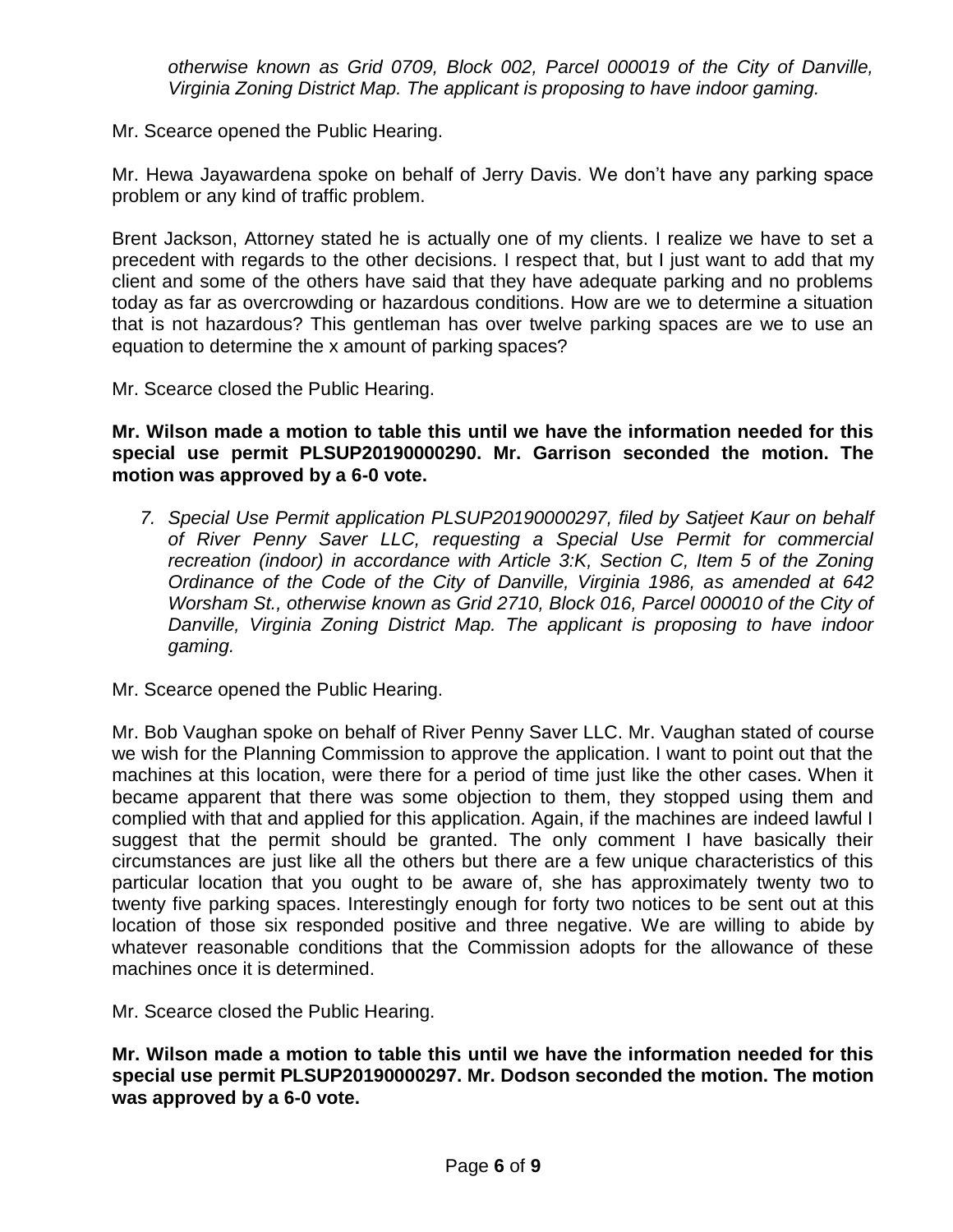*otherwise known as Grid 0709, Block 002, Parcel 000019 of the City of Danville, Virginia Zoning District Map. The applicant is proposing to have indoor gaming.*

Mr. Scearce opened the Public Hearing.

Mr. Hewa Jayawardena spoke on behalf of Jerry Davis. We don't have any parking space problem or any kind of traffic problem.

Brent Jackson, Attorney stated he is actually one of my clients. I realize we have to set a precedent with regards to the other decisions. I respect that, but I just want to add that my client and some of the others have said that they have adequate parking and no problems today as far as overcrowding or hazardous conditions. How are we to determine a situation that is not hazardous? This gentleman has over twelve parking spaces are we to use an equation to determine the x amount of parking spaces?

Mr. Scearce closed the Public Hearing.

**Mr. Wilson made a motion to table this until we have the information needed for this special use permit PLSUP20190000290. Mr. Garrison seconded the motion. The motion was approved by a 6-0 vote.**

7. *Special Use Permit application PLSUP20190000297, filed by Satjeet Kaur on behalf of River Penny Saver LLC, requesting a Special Use Permit for commercial recreation (indoor) in accordance with Article 3:K, Section C, Item 5 of the Zoning Ordinance of the Code of the City of Danville, Virginia 1986, as amended at 642 Worsham St., otherwise known as Grid 2710, Block 016, Parcel 000010 of the City of Danville, Virginia Zoning District Map. The applicant is proposing to have indoor gaming.*

Mr. Scearce opened the Public Hearing.

Mr. Bob Vaughan spoke on behalf of River Penny Saver LLC. Mr. Vaughan stated of course we wish for the Planning Commission to approve the application. I want to point out that the machines at this location, were there for a period of time just like the other cases. When it became apparent that there was some objection to them, they stopped using them and complied with that and applied for this application. Again, if the machines are indeed lawful I suggest that the permit should be granted. The only comment I have basically their circumstances are just like all the others but there are a few unique characteristics of this particular location that you ought to be aware of, she has approximately twenty two to twenty five parking spaces. Interestingly enough for forty two notices to be sent out at this location of those six responded positive and three negative. We are willing to abide by whatever reasonable conditions that the Commission adopts for the allowance of these machines once it is determined.

Mr. Scearce closed the Public Hearing.

**Mr. Wilson made a motion to table this until we have the information needed for this special use permit PLSUP20190000297. Mr. Dodson seconded the motion. The motion was approved by a 6-0 vote.**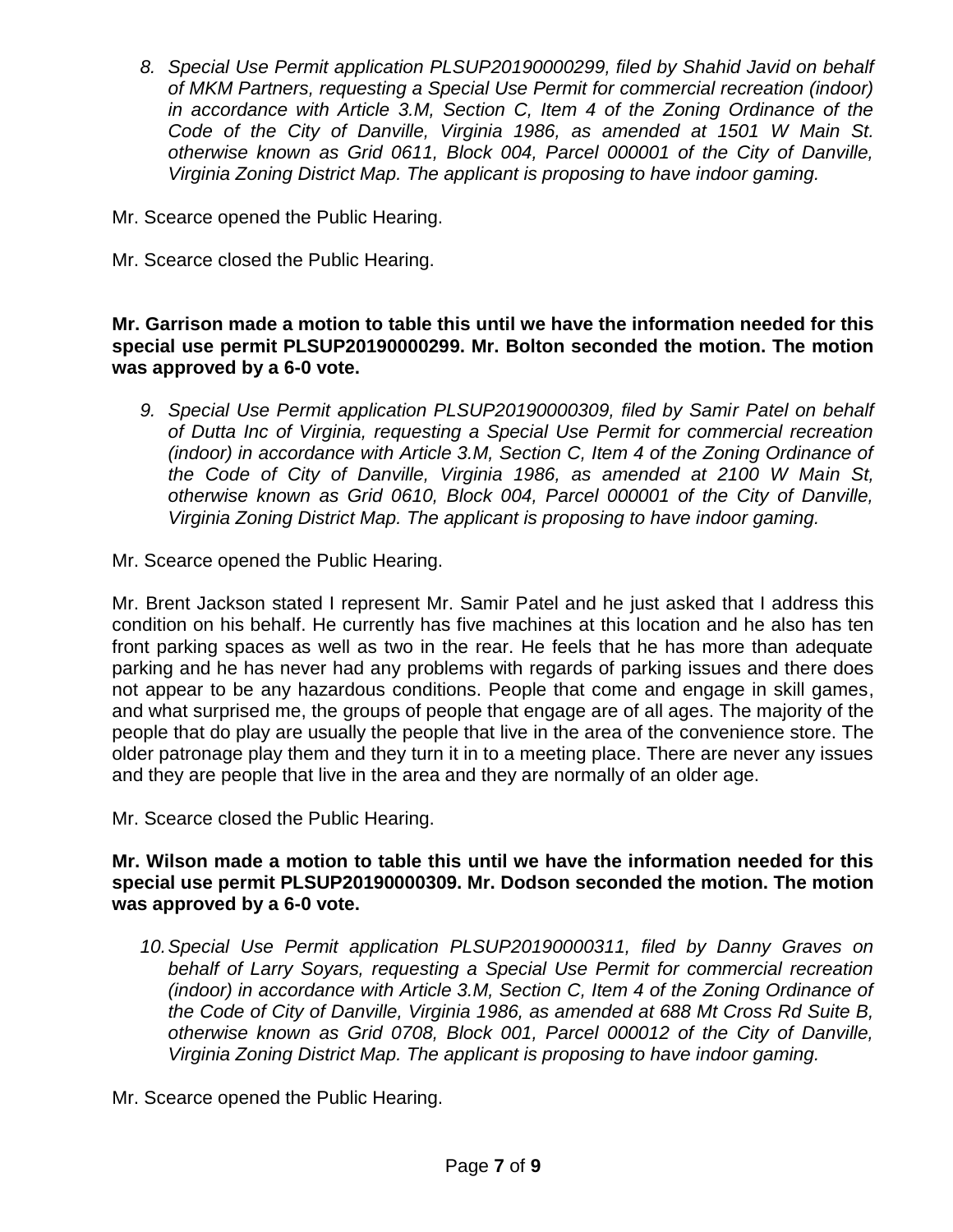8. *Special Use Permit application PLSUP20190000299, filed by Shahid Javid on behalf of MKM Partners, requesting a Special Use Permit for commercial recreation (indoor) in accordance with Article 3.M, Section C, Item 4 of the Zoning Ordinance of the Code of the City of Danville, Virginia 1986, as amended at 1501 W Main St. otherwise known as Grid 0611, Block 004, Parcel 000001 of the City of Danville, Virginia Zoning District Map. The applicant is proposing to have indoor gaming.*

Mr. Scearce opened the Public Hearing.

Mr. Scearce closed the Public Hearing.

**Mr. Garrison made a motion to table this until we have the information needed for this special use permit PLSUP20190000299. Mr. Bolton seconded the motion. The motion was approved by a 6-0 vote.**

9. *Special Use Permit application PLSUP20190000309, filed by Samir Patel on behalf of Dutta Inc of Virginia, requesting a Special Use Permit for commercial recreation (indoor) in accordance with Article 3.M, Section C, Item 4 of the Zoning Ordinance of the Code of City of Danville, Virginia 1986, as amended at 2100 W Main St, otherwise known as Grid 0610, Block 004, Parcel 000001 of the City of Danville, Virginia Zoning District Map. The applicant is proposing to have indoor gaming.*

Mr. Scearce opened the Public Hearing.

Mr. Brent Jackson stated I represent Mr. Samir Patel and he just asked that I address this condition on his behalf. He currently has five machines at this location and he also has ten front parking spaces as well as two in the rear. He feels that he has more than adequate parking and he has never had any problems with regards of parking issues and there does not appear to be any hazardous conditions. People that come and engage in skill games, and what surprised me, the groups of people that engage are of all ages. The majority of the people that do play are usually the people that live in the area of the convenience store. The older patronage play them and they turn it in to a meeting place. There are never any issues and they are people that live in the area and they are normally of an older age.

Mr. Scearce closed the Public Hearing.

**Mr. Wilson made a motion to table this until we have the information needed for this special use permit PLSUP20190000309. Mr. Dodson seconded the motion. The motion was approved by a 6-0 vote.**

10. *Special Use Permit application PLSUP20190000311, filed by Danny Graves on behalf of Larry Soyars, requesting a Special Use Permit for commercial recreation (indoor) in accordance with Article 3.M, Section C, Item 4 of the Zoning Ordinance of the Code of City of Danville, Virginia 1986, as amended at 688 Mt Cross Rd Suite B, otherwise known as Grid 0708, Block 001, Parcel 000012 of the City of Danville, Virginia Zoning District Map. The applicant is proposing to have indoor gaming.*

Mr. Scearce opened the Public Hearing.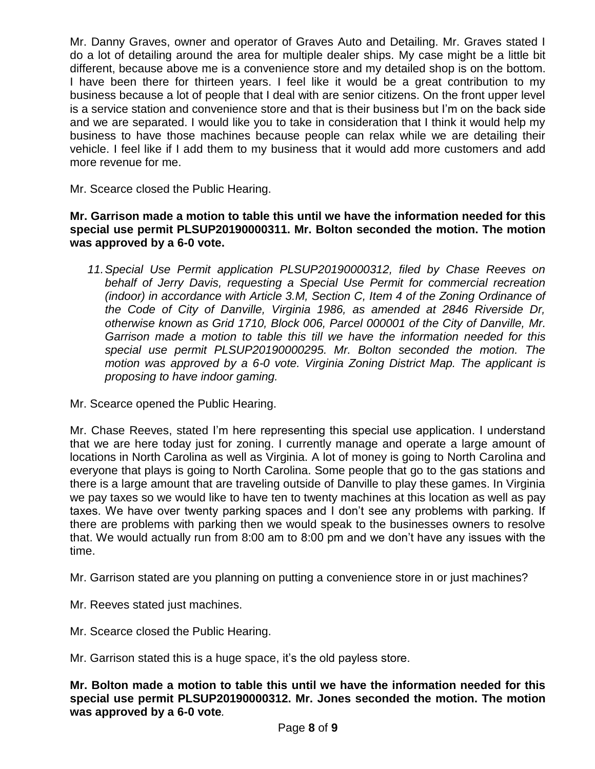Mr. Danny Graves, owner and operator of Graves Auto and Detailing. Mr. Graves stated I do a lot of detailing around the area for multiple dealer ships. My case might be a little bit different, because above me is a convenience store and my detailed shop is on the bottom. I have been there for thirteen years. I feel like it would be a great contribution to my business because a lot of people that I deal with are senior citizens. On the front upper level is a service station and convenience store and that is their business but I'm on the back side and we are separated. I would like you to take in consideration that I think it would help my business to have those machines because people can relax while we are detailing their vehicle. I feel like if I add them to my business that it would add more customers and add more revenue for me.

Mr. Scearce closed the Public Hearing.

**Mr. Garrison made a motion to table this until we have the information needed for this special use permit PLSUP20190000311. Mr. Bolton seconded the motion. The motion was approved by a 6-0 vote.**

11. *Special Use Permit application PLSUP20190000312, filed by Chase Reeves on behalf of Jerry Davis, requesting a Special Use Permit for commercial recreation (indoor) in accordance with Article 3.M, Section C, Item 4 of the Zoning Ordinance of the Code of City of Danville, Virginia 1986, as amended at 2846 Riverside Dr, otherwise known as Grid 1710, Block 006, Parcel 000001 of the City of Danville, Mr. Garrison made a motion to table this till we have the information needed for this special use permit PLSUP20190000295. Mr. Bolton seconded the motion. The motion was approved by a 6-0 vote. Virginia Zoning District Map. The applicant is proposing to have indoor gaming.*

Mr. Scearce opened the Public Hearing.

Mr. Chase Reeves, stated I'm here representing this special use application. I understand that we are here today just for zoning. I currently manage and operate a large amount of locations in North Carolina as well as Virginia. A lot of money is going to North Carolina and everyone that plays is going to North Carolina. Some people that go to the gas stations and there is a large amount that are traveling outside of Danville to play these games. In Virginia we pay taxes so we would like to have ten to twenty machines at this location as well as pay taxes. We have over twenty parking spaces and I don't see any problems with parking. If there are problems with parking then we would speak to the businesses owners to resolve that. We would actually run from 8:00 am to 8:00 pm and we don't have any issues with the time.

Mr. Garrison stated are you planning on putting a convenience store in or just machines?

Mr. Reeves stated just machines.

Mr. Scearce closed the Public Hearing.

Mr. Garrison stated this is a huge space, it's the old payless store.

**Mr. Bolton made a motion to table this until we have the information needed for this special use permit PLSUP20190000312. Mr. Jones seconded the motion. The motion was approved by a 6-0 vote.**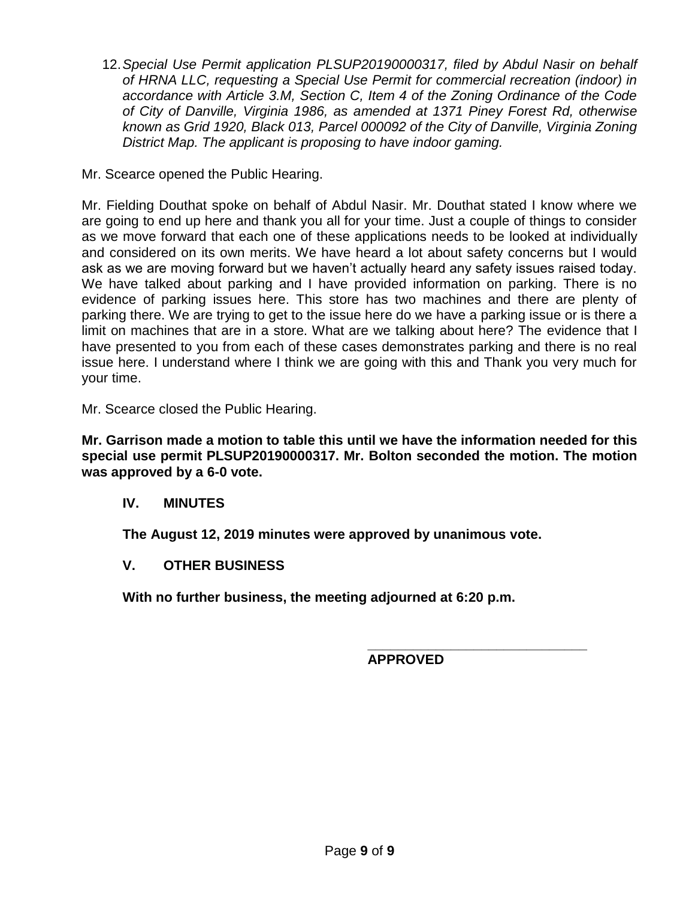12. *Special Use Permit application PLSUP20190000317, filed by Abdul Nasir on behalf of HRNA LLC, requesting a Special Use Permit for commercial recreation (indoor) in accordance with Article 3.M, Section C, Item 4 of the Zoning Ordinance of the Code of City of Danville, Virginia 1986, as amended at 1371 Piney Forest Rd, otherwise known as Grid 1920, Black 013, Parcel 000092 of the City of Danville, Virginia Zoning District Map. The applicant is proposing to have indoor gaming.*

Mr. Scearce opened the Public Hearing.

Mr. Fielding Douthat spoke on behalf of Abdul Nasir. Mr. Douthat stated I know where we are going to end up here and thank you all for your time. Just a couple of things to consider as we move forward that each one of these applications needs to be looked at individually and considered on its own merits. We have heard a lot about safety concerns but I would ask as we are moving forward but we haven't actually heard any safety issues raised today. We have talked about parking and I have provided information on parking. There is no evidence of parking issues here. This store has two machines and there are plenty of parking there. We are trying to get to the issue here do we have a parking issue or is there a limit on machines that are in a store. What are we talking about here? The evidence that I have presented to you from each of these cases demonstrates parking and there is no real issue here. I understand where I think we are going with this and Thank you very much for your time.

Mr. Scearce closed the Public Hearing.

**Mr. Garrison made a motion to table this until we have the information needed for this special use permit PLSUP20190000317. Mr. Bolton seconded the motion. The motion was approved by a 6-0 vote.**

## IV. MINUTES

**The August 12, 2019 minutes were approved by unanimous vote.**

## V. OTHER BUSINESS

**With no further business, the meeting adjourned at 6:20 p.m.**

\_\_\_\_\_\_\_\_\_\_\_\_\_\_\_\_\_\_\_\_\_\_\_\_\_\_\_\_\_\_\_\_

**APPROVED**